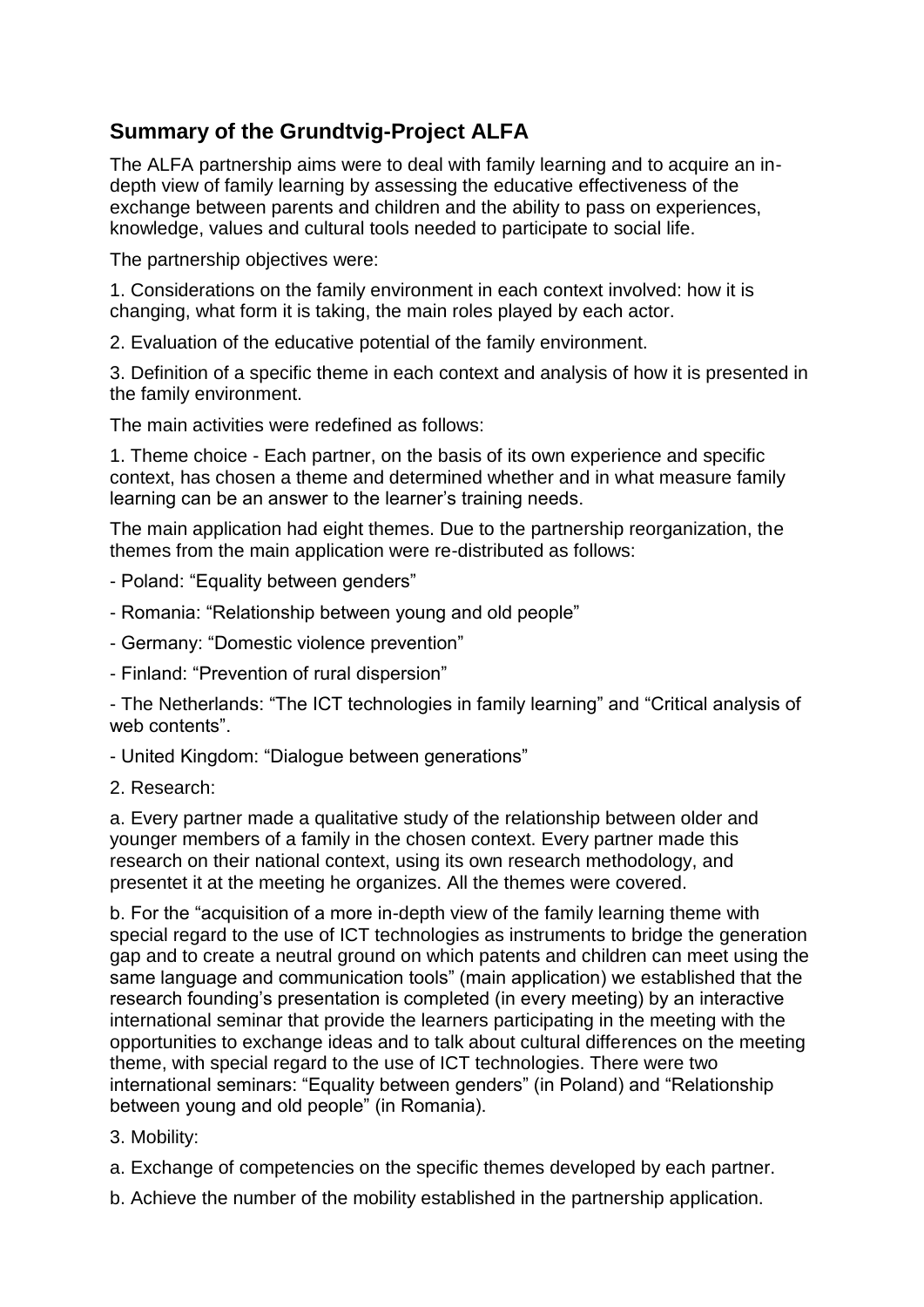## Summary of the Grundtvig-Project ALFA

The ALFA partnership aims were to deal with family learning and to acquire an in-depth view of family learning by assessing the educative effectiveness of the exchange between parents and children and the ability to pass on experiences, knowledge, values and cultural tools needed to participate to social life.

The partnership objectives were:

1. Considerations on the family environment in each context involved: how it is changing, what form it is taking, the main roles played by each actor.

2. Evaluation of the educative potential of the family environment.

3. Definition of a specific theme in each context and analysis of how it is presented in the family environment.

The main activities were redefined as follows:

1. Theme choice - Each partner, on the basis of its own experience and specific context, has chosen a theme and determined whether and in what measure family learning can be an answer to the learner's training needs.

The main application had eight themes. Due to the partnership reorganization, the themes from the main application were re-distributed as follows:

- Poland: "Equality between genders"
- Romania: "Relationship between young and old people"
- Germany: "Domestic violence prevention"
- Finland: "Prevention of rural dispersion"
- The Netherlands: "The ICT technologies in family learning" and "Critical analysis of web contents".
- United Kingdom: "Dialogue between generations"

2. Research:

a. Every partner made a qualitative study of the relationship between older and younger members of a family in the chosen context. Every partner made this research on their national context, using its own research methodology, and presentet it at the meeting he organizes. All the themes were covered.

b. For the "acquisition of a more in-depth view of the family learning theme with special regard to the use of ICT technologies as instruments to bridge the generation gap and to create a neutral ground on which patents and children can meet using the same language and communication tools" (main application) we established that the research founding's presentation is completed (in every meeting) by an interactive international seminar that provide the learners participating in the meeting with the opportunities to exchange ideas and to talk about cultural differences on the meeting theme, with special regard to the use of ICT technologies. There were two international seminars: "Equality between genders" (in Poland) and "Relationship between young and old people" (in Romania).

3. Mobility:

a. Exchange of competencies on the specific themes developed by each partner.

b. Achieve the number of the mobility established in the partnership application.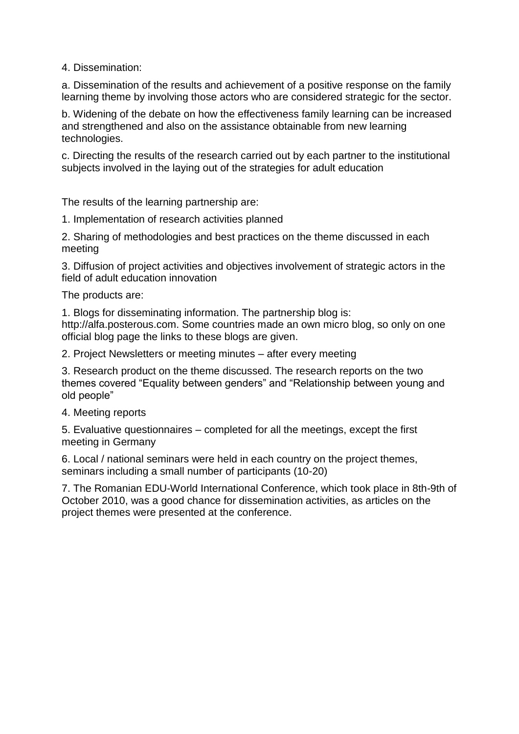4. Dissemination:

a. Dissemination of the results and achievement of a positive response on the family learning theme by involving those actors who are considered strategic for the sector.

b. Widening of the debate on how the effectiveness family learning can be increased and strengthened and also on the assistance obtainable from new learning technologies.

c. Directing the results of the research carried out by each partner to the institutional subjects involved in the laying out of the strategies for adult education

The results of the learning partnership are:

1. Implementation of research activities planned

2. Sharing of methodologies and best practices on the theme discussed in each meeting

3. Diffusion of project activities and objectives involvement of strategic actors in the field of adult education innovation

The products are:

1. Blogs for disseminating information. The partnership blog is: http://alfa.posterous.com. Some countries made an own micro blog, so only on one official blog page the links to these blogs are given.

2. Project Newsletters or meeting minutes – after every meeting

3. Research product on the theme discussed. The research reports on the two themes covered "Equality between genders" and "Relationship between young and old people"

4. Meeting reports

5. Evaluative questionnaires – completed for all the meetings, except the first meeting in Germany

6. Local / national seminars were held in each country on the project themes, seminars including a small number of participants (10-20)

7. The Romanian EDU-World International Conference, which took place in 8th-9th of October 2010, was a good chance for dissemination activities, as articles on the project themes were presented at the conference.